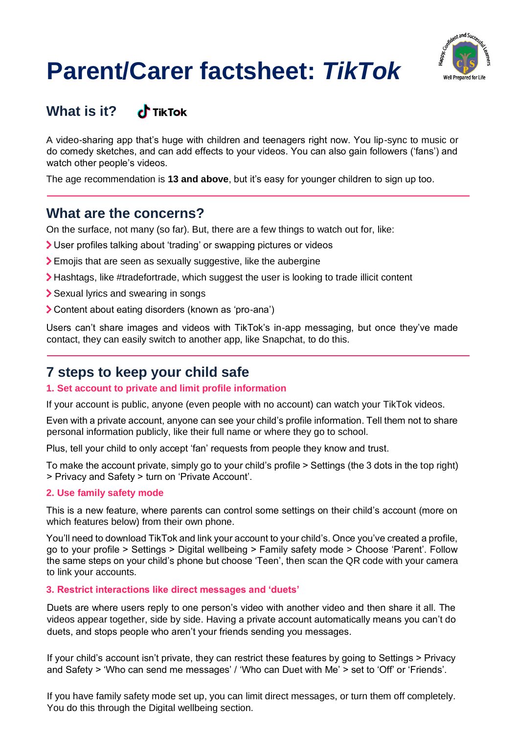# Parent/Carer factsheet: *TikTok*

## What is it?

A video-sharing app that's huge with children and teenagers right now. You lip-sync to music or do comedy sketches, and can add effects to your videos. You can also gain followers ('fans') and watch other people's videos.

The age recommendation is **13 and above**, but it's easy for younger children to sign up too.

## What are the concerns?

On the surface, not many (so far). But, there are a few things to watch out for, like:

- User profiles talking about 'trading' or swapping pictures or videos
- Emojis that are seen as sexually suggestive, like the aubergine
- Hashtags, like #tradefortrade, which suggest the user is looking to trade illicit content
- Sexual lyrics and swearing in songs
- Content about eating disorders (known as 'pro-ana')

Users can't share images and videos with TikTok's in-app messaging, but once they've made contact, they can easily switch to another app, like Snapchat, to do this.

## 7 steps to keep your child safe

### 1. Set account to private and limit profile information

If your account is public, anyone (even people with no account) can watch your TikTok videos.

Even with a private account, anyone can see your child's profile information. Tell them not to share personal information publicly, like their full name or where they go to school.

Plus, tell your child to only accept 'fan' requests from people they know and trust.

To make the account private, simply go to your child's profile > Settings (the 3 dots in the top right) > Privacy and Safety > turn on 'Private Account'.

### 2. Use family safety mode

This is a new feature, where parents can control some settings on their child's account (more on which features below) from their own phone.

You'll need to download TikTok and link your account to your child's. Once you've created a profile, go to your profile > Settings > Digital wellbeing > Family safety mode > Choose 'Parent'. Follow the same steps on your child's phone but choose 'Teen', then scan the QR code with your camera to link your accounts.

### 3. Restrict interactions like direct messages and 'duets'

Duets are where users reply to one person's video with another video and then share it all. The videos appear together, side by side. Having a private account automatically means you can't do duets, and stops people who aren't your friends sending you messages.

If your child's account isn't private, they can restrict these features by going to Settings > Privacy and Safety > 'Who can send me messages' / 'Who can Duet with Me' > set to 'Off' or 'Friends'.

If you have family safety mode set up, you can limit direct messages, or turn them off completely. You do this through the Digital wellbeing section.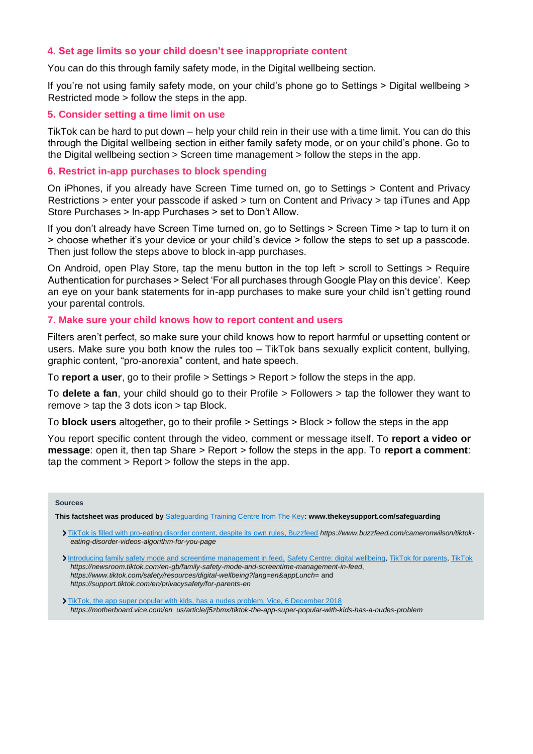### 4. Set age limits so your child doesn't see inappropriate content

You can do this through family safety mode, in the Digital wellbeing section.

If you're not using family safety mode, on your child's phone go to Settings > Digital wellbeing > Restricted mode > follow the steps in the app.

### 5. Consider setting a time limit on use

TikTok can be hard to put down – help your child rein in their use with a time limit. You can do this through the Digital wellbeing section in either family safety mode, or on your child's phone. Go to the Digital wellbeing section > Screen time management > follow the steps in the app.

### 6. Restrict in-app purchases to block spending

On iPhones, if you already have Screen Time turned on, go to Settings > Content and Privacy Restrictions > enter your passcode if asked > turn on Content and Privacy > tap iTunes and App Store Purchases > In-app Purchases > set to Don't Allow.

If you don't already have Screen Time turned on, go to Settings > Screen Time > tap to turn it on > choose whether it's your device or your child's device > follow the steps to set up a passcode. Then just follow the steps above to block in-app purchases.

On Android, open Play Store, tap the menu button in the top left > scroll to Settings > Require Authentication for purchases > Select 'For all purchases through Google Play on this device'. Keep an eye on your bank statements for in-app purchases to make sure your child isn't getting round your parental controls.

### 7. Make sure your child knows how to report content and users

Filters aren't perfect, so make sure your child knows how to report harmful or upsetting content or users. Make sure you both know the rules too – TikTok bans sexually explicit content, bullying, graphic content, "pro-anorexia" content, and hate speech.

To **report a user**, go to their profile > Settings > Report > follow the steps in the app.

To **delete a fan**, your child should go to their Profile > Followers > tap the follower they want to remove > tap the 3 dots icon > tap Block.

To **block users** altogether, go to their profile > Settings > Block > follow the steps in the app

You report specific content through the video, comment or message itself. To **report a video or message**: open it, then tap Share > Report > follow the steps in the app. To **report a comment**: tap the comment > Report > follow the steps in the app.

**Sources**

**This factsheet was produced by** Safeguarding Training Centre from The Key**: www.thekeysupport.com/safeguarding**

- TikTok is filled with pro-eating disorder content, despite its own rules, Buzzfeed *https://www.buzzfeed.com/cameronwilson/tiktok-eating-disorder-videos-algorithm-for-you-page*
- Introducing family safety mode and screentime management in feed, Safety Centre: digital wellbeing, TikTok for parents, TikTok *https://newsroom.tiktok.com/en-gb/family-safety-mode-and-screentime-management-in-feed*, *https://www.tiktok.com/safety/resources/digital-wellbeing?lang=en&appLunch=* and *https://support.tiktok.com/en/privacysafety/for-parents-en*
- TikTok, the app super popular with kids, has a nudes problem, Vice, 6 December 2018 *https://motherboard.vice.com/en_us/article/j5zbmx/tiktok-the-app-super-popular-with-kids-has-a-nudes-problem*